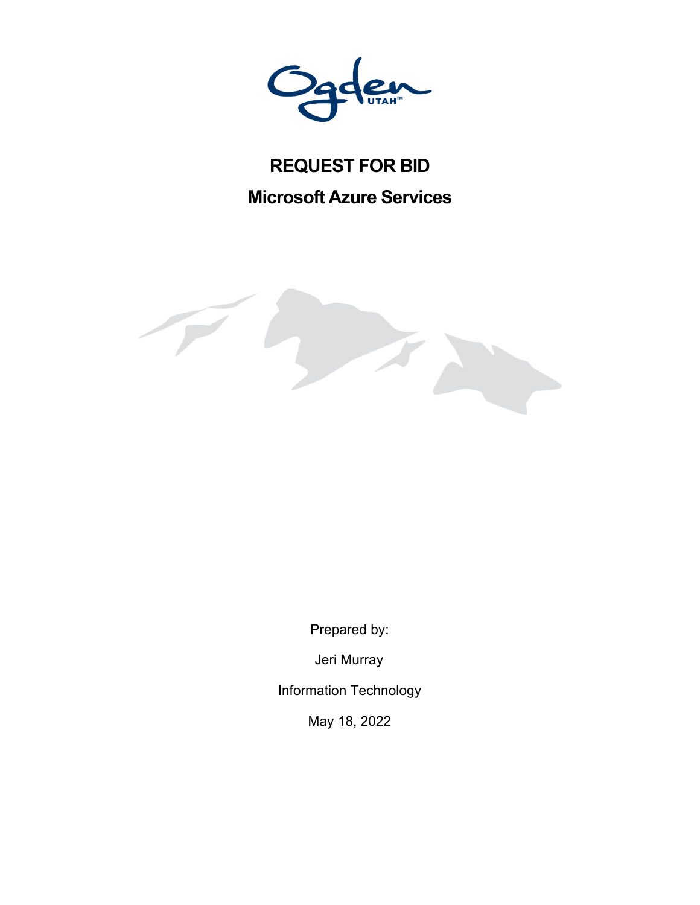# REQUEST FOR BID

## Microsoft Azure Services

Prepared by:

Jeri Murray

Information Technology

May 18, 2022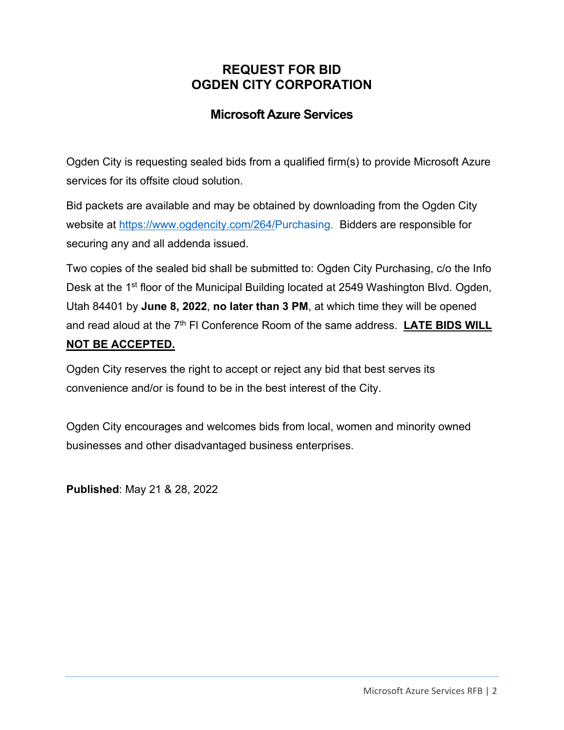# REQUEST FOR BID
# OGDEN CITY CORPORATION

## Microsoft Azure Services

Ogden City is requesting sealed bids from a qualified firm(s) to provide Microsoft Azure services for its offsite cloud solution.

Bid packets are available and may be obtained by downloading from the Ogden City website at https://www.ogdencity.com/264/Purchasing. Bidders are responsible for securing any and all addenda issued.

Two copies of the sealed bid shall be submitted to: Ogden City Purchasing, c/o the Info Desk at the 1st floor of the Municipal Building located at 2549 Washington Blvd. Ogden, Utah 84401 by **June 8, 2022**, **no later than 3 PM**, at which time they will be opened and read aloud at the 7th Fl Conference Room of the same address. **LATE BIDS WILL NOT BE ACCEPTED.**

Ogden City reserves the right to accept or reject any bid that best serves its convenience and/or is found to be in the best interest of the City.

Ogden City encourages and welcomes bids from local, women and minority owned businesses and other disadvantaged business enterprises.

**Published**: May 21 & 28, 2022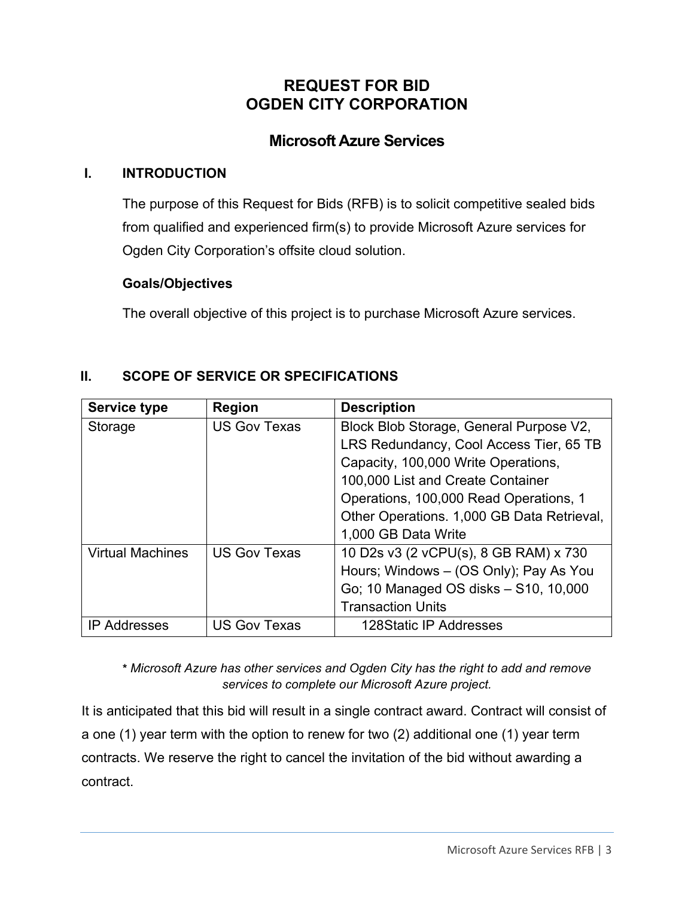# REQUEST FOR BID
# OGDEN CITY CORPORATION

## Microsoft Azure Services

### I. INTRODUCTION

The purpose of this Request for Bids (RFB) is to solicit competitive sealed bids from qualified and experienced firm(s) to provide Microsoft Azure services for Ogden City Corporation's offsite cloud solution.

**Goals/Objectives**

The overall objective of this project is to purchase Microsoft Azure services.

### II. SCOPE OF SERVICE OR SPECIFICATIONS

| Service type | Region | Description |
| --- | --- | --- |
| Storage | US Gov Texas | Block Blob Storage, General Purpose V2, LRS Redundancy, Cool Access Tier, 65 TB Capacity, 100,000 Write Operations, 100,000 List and Create Container Operations, 100,000 Read Operations, 1 Other Operations. 1,000 GB Data Retrieval, 1,000 GB Data Write |
| Virtual Machines | US Gov Texas | 10 D2s v3 (2 vCPU(s), 8 GB RAM) x 730 Hours; Windows – (OS Only); Pay As You Go; 10 Managed OS disks – S10, 10,000 Transaction Units |
| IP Addresses | US Gov Texas | 128Static IP Addresses |

*\* Microsoft Azure has other services and Ogden City has the right to add and remove services to complete our Microsoft Azure project.*

It is anticipated that this bid will result in a single contract award. Contract will consist of a one (1) year term with the option to renew for two (2) additional one (1) year term contracts. We reserve the right to cancel the invitation of the bid without awarding a contract.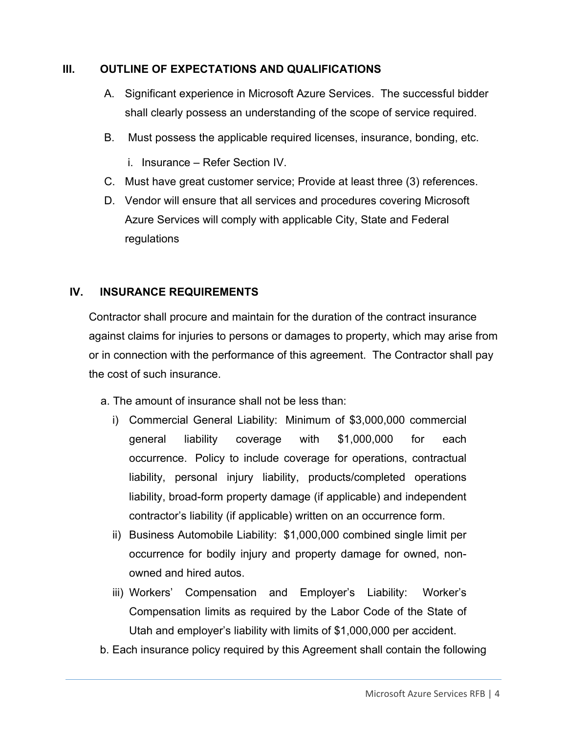## III. OUTLINE OF EXPECTATIONS AND QUALIFICATIONS

A. Significant experience in Microsoft Azure Services. The successful bidder shall clearly possess an understanding of the scope of service required.

B. Must possess the applicable required licenses, insurance, bonding, etc.

   i. Insurance – Refer Section IV.

C. Must have great customer service; Provide at least three (3) references.

D. Vendor will ensure that all services and procedures covering Microsoft Azure Services will comply with applicable City, State and Federal regulations

## IV. INSURANCE REQUIREMENTS

Contractor shall procure and maintain for the duration of the contract insurance against claims for injuries to persons or damages to property, which may arise from or in connection with the performance of this agreement. The Contractor shall pay the cost of such insurance.

a. The amount of insurance shall not be less than:

   i) Commercial General Liability: Minimum of $3,000,000 commercial general liability coverage with $1,000,000 for each occurrence. Policy to include coverage for operations, contractual liability, personal injury liability, products/completed operations liability, broad-form property damage (if applicable) and independent contractor's liability (if applicable) written on an occurrence form.

   ii) Business Automobile Liability: $1,000,000 combined single limit per occurrence for bodily injury and property damage for owned, non-owned and hired autos.

   iii) Workers' Compensation and Employer's Liability: Worker's Compensation limits as required by the Labor Code of the State of Utah and employer's liability with limits of $1,000,000 per accident.

b. Each insurance policy required by this Agreement shall contain the following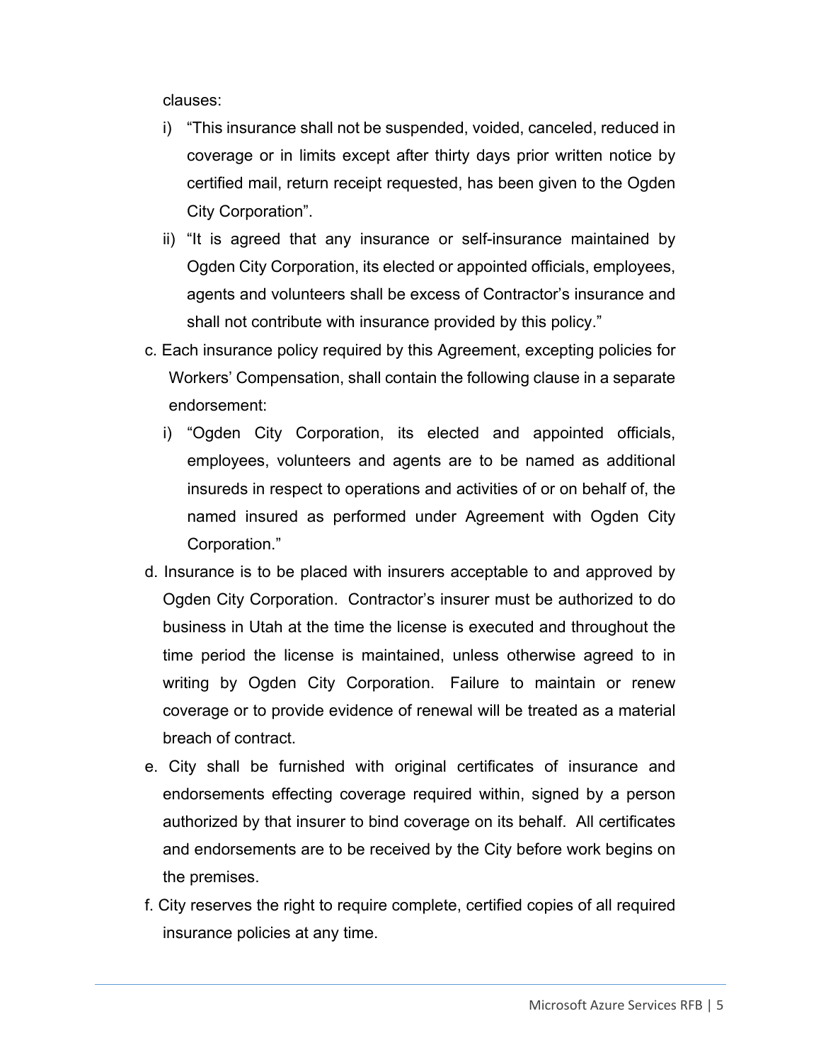clauses:

i) "This insurance shall not be suspended, voided, canceled, reduced in coverage or in limits except after thirty days prior written notice by certified mail, return receipt requested, has been given to the Ogden City Corporation".

ii) "It is agreed that any insurance or self-insurance maintained by Ogden City Corporation, its elected or appointed officials, employees, agents and volunteers shall be excess of Contractor's insurance and shall not contribute with insurance provided by this policy."

c. Each insurance policy required by this Agreement, excepting policies for Workers' Compensation, shall contain the following clause in a separate endorsement:

i) "Ogden City Corporation, its elected and appointed officials, employees, volunteers and agents are to be named as additional insureds in respect to operations and activities of or on behalf of, the named insured as performed under Agreement with Ogden City Corporation."

d. Insurance is to be placed with insurers acceptable to and approved by Ogden City Corporation. Contractor's insurer must be authorized to do business in Utah at the time the license is executed and throughout the time period the license is maintained, unless otherwise agreed to in writing by Ogden City Corporation. Failure to maintain or renew coverage or to provide evidence of renewal will be treated as a material breach of contract.

e. City shall be furnished with original certificates of insurance and endorsements effecting coverage required within, signed by a person authorized by that insurer to bind coverage on its behalf. All certificates and endorsements are to be received by the City before work begins on the premises.

f. City reserves the right to require complete, certified copies of all required insurance policies at any time.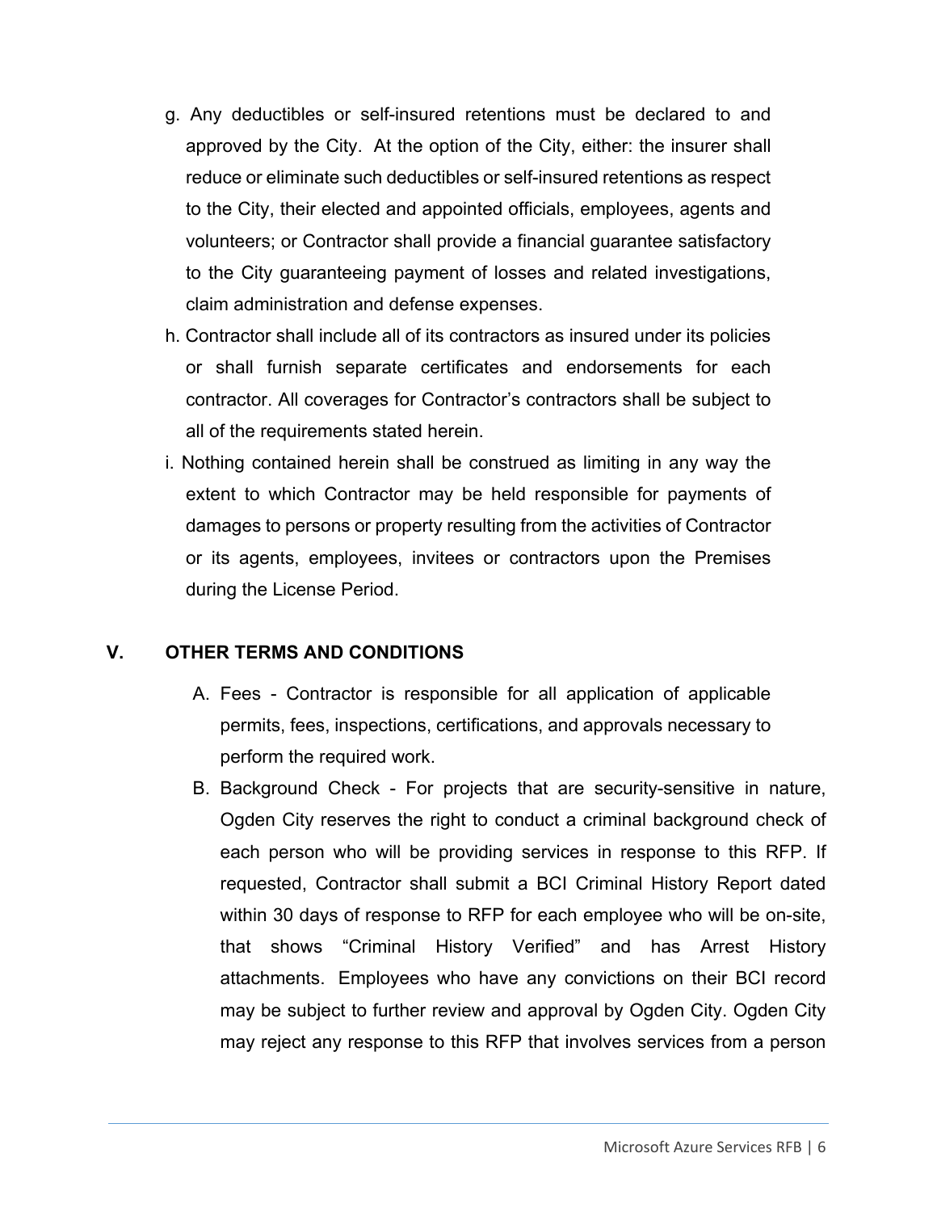g. Any deductibles or self-insured retentions must be declared to and approved by the City. At the option of the City, either: the insurer shall reduce or eliminate such deductibles or self-insured retentions as respect to the City, their elected and appointed officials, employees, agents and volunteers; or Contractor shall provide a financial guarantee satisfactory to the City guaranteeing payment of losses and related investigations, claim administration and defense expenses.

h. Contractor shall include all of its contractors as insured under its policies or shall furnish separate certificates and endorsements for each contractor. All coverages for Contractor's contractors shall be subject to all of the requirements stated herein.

i. Nothing contained herein shall be construed as limiting in any way the extent to which Contractor may be held responsible for payments of damages to persons or property resulting from the activities of Contractor or its agents, employees, invitees or contractors upon the Premises during the License Period.

## V. OTHER TERMS AND CONDITIONS

A. Fees - Contractor is responsible for all application of applicable permits, fees, inspections, certifications, and approvals necessary to perform the required work.

B. Background Check - For projects that are security-sensitive in nature, Ogden City reserves the right to conduct a criminal background check of each person who will be providing services in response to this RFP. If requested, Contractor shall submit a BCI Criminal History Report dated within 30 days of response to RFP for each employee who will be on-site, that shows "Criminal History Verified" and has Arrest History attachments. Employees who have any convictions on their BCI record may be subject to further review and approval by Ogden City. Ogden City may reject any response to this RFP that involves services from a person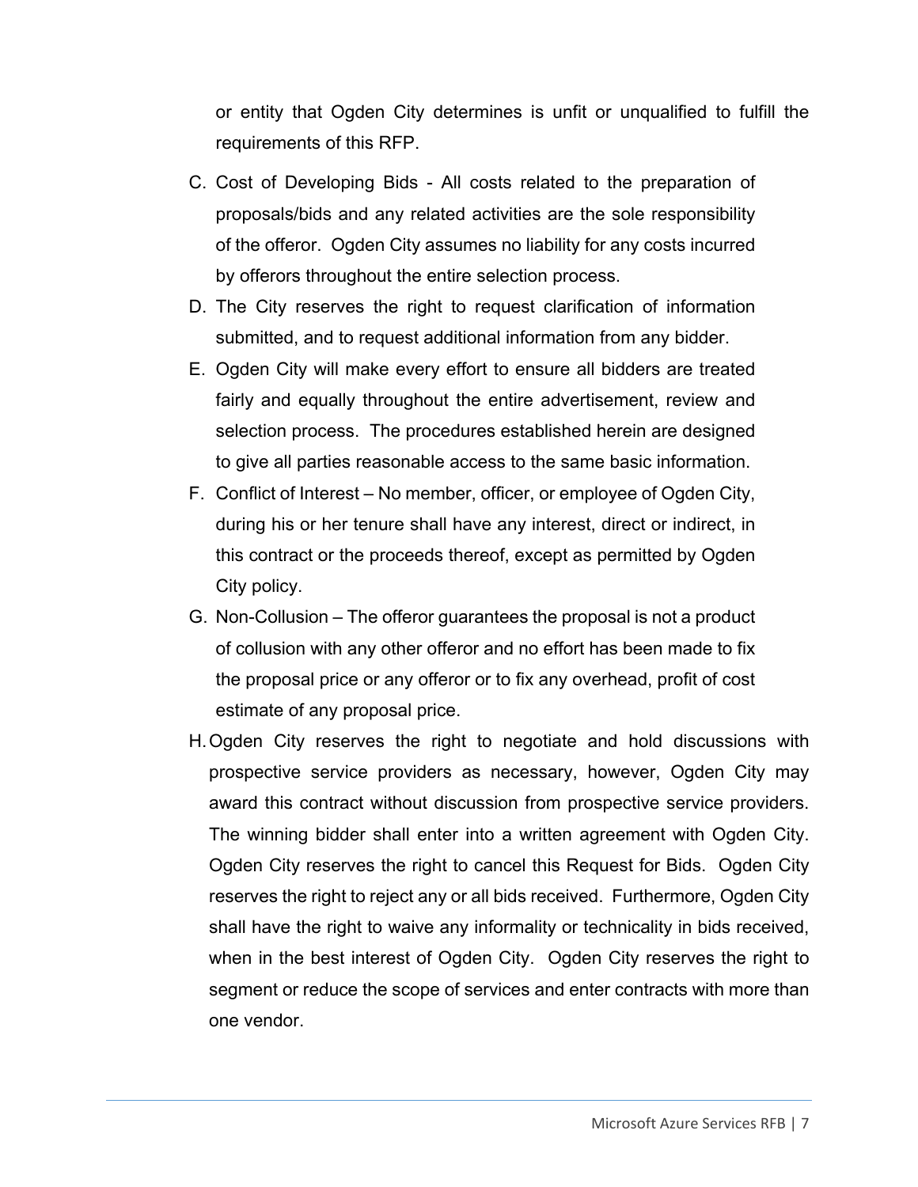or entity that Ogden City determines is unfit or unqualified to fulfill the requirements of this RFP.

C. Cost of Developing Bids - All costs related to the preparation of proposals/bids and any related activities are the sole responsibility of the offeror. Ogden City assumes no liability for any costs incurred by offerors throughout the entire selection process.
D. The City reserves the right to request clarification of information submitted, and to request additional information from any bidder.
E. Ogden City will make every effort to ensure all bidders are treated fairly and equally throughout the entire advertisement, review and selection process. The procedures established herein are designed to give all parties reasonable access to the same basic information.
F. Conflict of Interest – No member, officer, or employee of Ogden City, during his or her tenure shall have any interest, direct or indirect, in this contract or the proceeds thereof, except as permitted by Ogden City policy.
G. Non-Collusion – The offeror guarantees the proposal is not a product of collusion with any other offeror and no effort has been made to fix the proposal price or any offeror or to fix any overhead, profit of cost estimate of any proposal price.
H. Ogden City reserves the right to negotiate and hold discussions with prospective service providers as necessary, however, Ogden City may award this contract without discussion from prospective service providers. The winning bidder shall enter into a written agreement with Ogden City. Ogden City reserves the right to cancel this Request for Bids. Ogden City reserves the right to reject any or all bids received. Furthermore, Ogden City shall have the right to waive any informality or technicality in bids received, when in the best interest of Ogden City. Ogden City reserves the right to segment or reduce the scope of services and enter contracts with more than one vendor.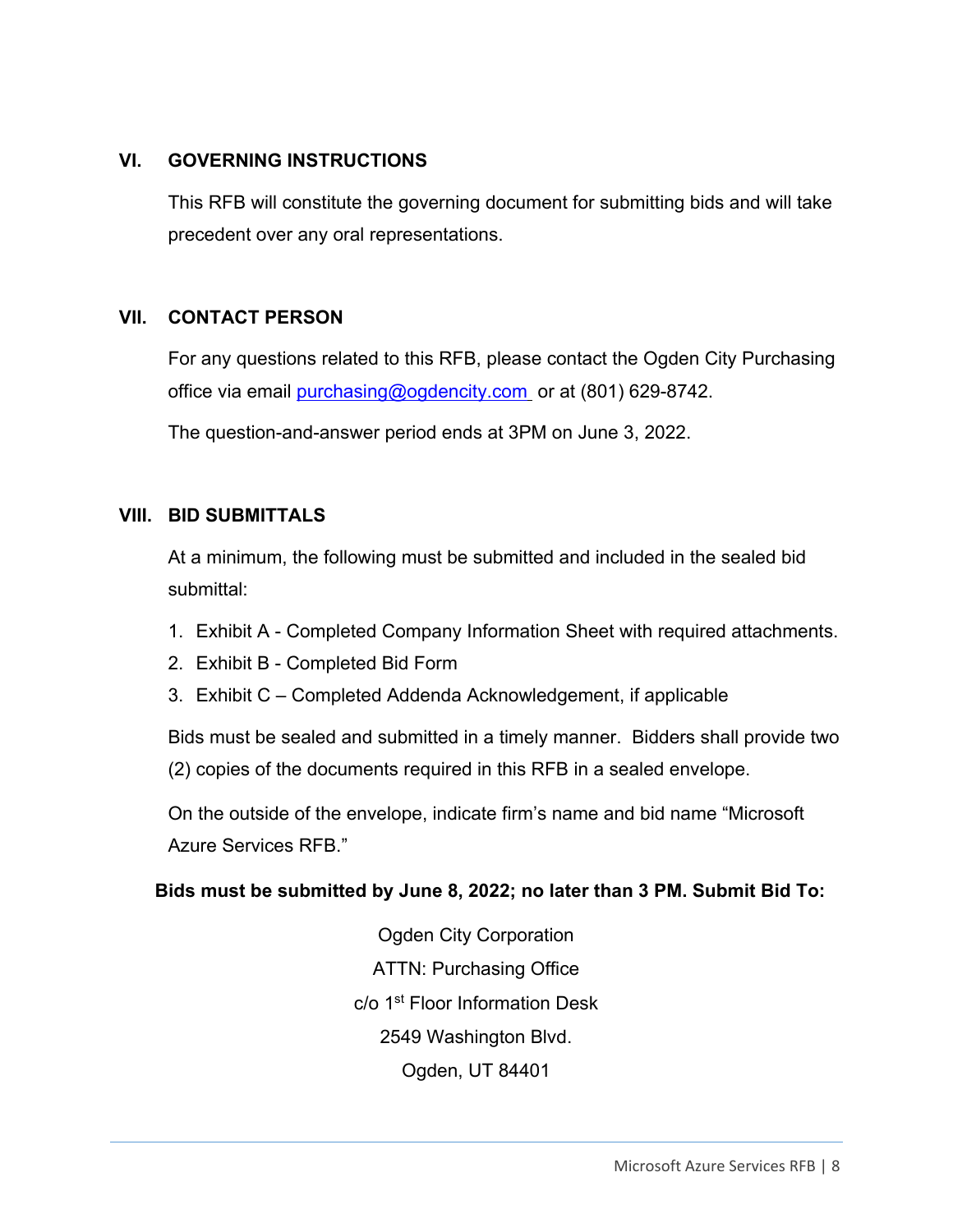## VI. GOVERNING INSTRUCTIONS

This RFB will constitute the governing document for submitting bids and will take precedent over any oral representations.

## VII. CONTACT PERSON

For any questions related to this RFB, please contact the Ogden City Purchasing office via email purchasing@ogdencity.com or at (801) 629-8742.

The question-and-answer period ends at 3PM on June 3, 2022.

## VIII. BID SUBMITTALS

At a minimum, the following must be submitted and included in the sealed bid submittal:

1. Exhibit A - Completed Company Information Sheet with required attachments.
2. Exhibit B - Completed Bid Form
3. Exhibit C – Completed Addenda Acknowledgement, if applicable

Bids must be sealed and submitted in a timely manner. Bidders shall provide two (2) copies of the documents required in this RFB in a sealed envelope.

On the outside of the envelope, indicate firm's name and bid name "Microsoft Azure Services RFB."

**Bids must be submitted by June 8, 2022; no later than 3 PM. Submit Bid To:**

Ogden City Corporation
ATTN: Purchasing Office
c/o 1st Floor Information Desk
2549 Washington Blvd.
Ogden, UT 84401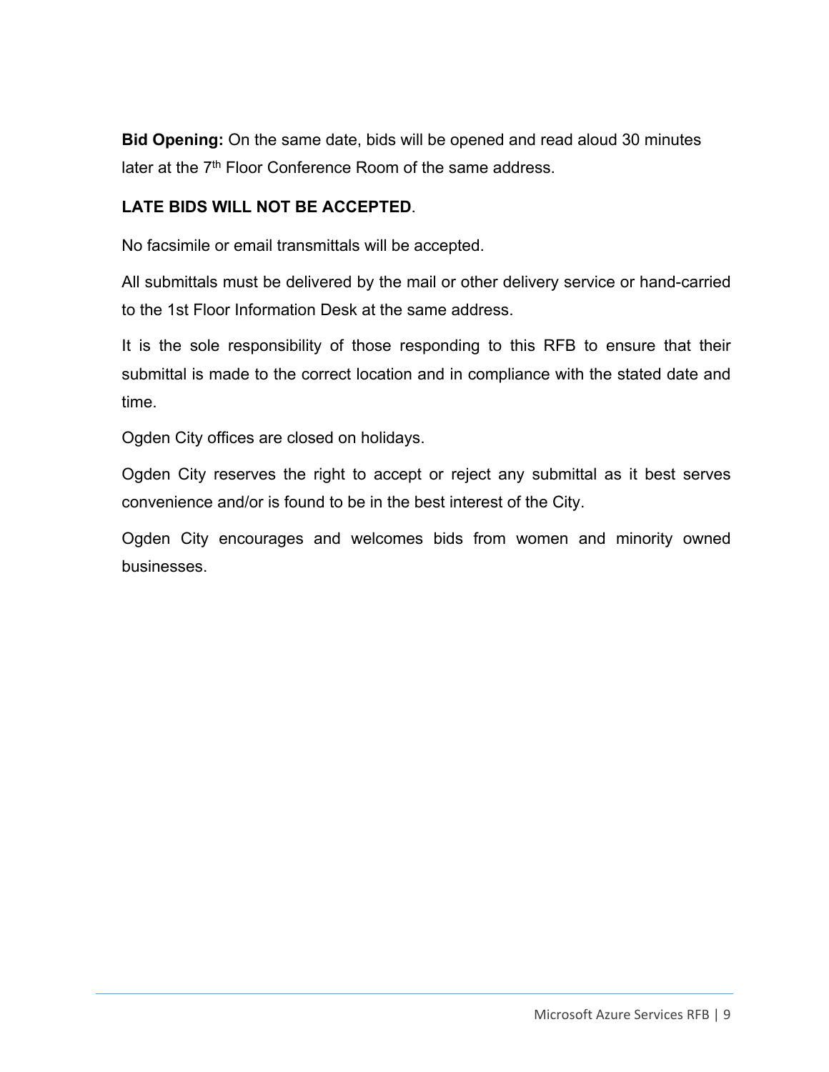**Bid Opening:** On the same date, bids will be opened and read aloud 30 minutes later at the 7th Floor Conference Room of the same address.

**LATE BIDS WILL NOT BE ACCEPTED**.

No facsimile or email transmittals will be accepted.

All submittals must be delivered by the mail or other delivery service or hand-carried to the 1st Floor Information Desk at the same address.

It is the sole responsibility of those responding to this RFB to ensure that their submittal is made to the correct location and in compliance with the stated date and time.

Ogden City offices are closed on holidays.

Ogden City reserves the right to accept or reject any submittal as it best serves convenience and/or is found to be in the best interest of the City.

Ogden City encourages and welcomes bids from women and minority owned businesses.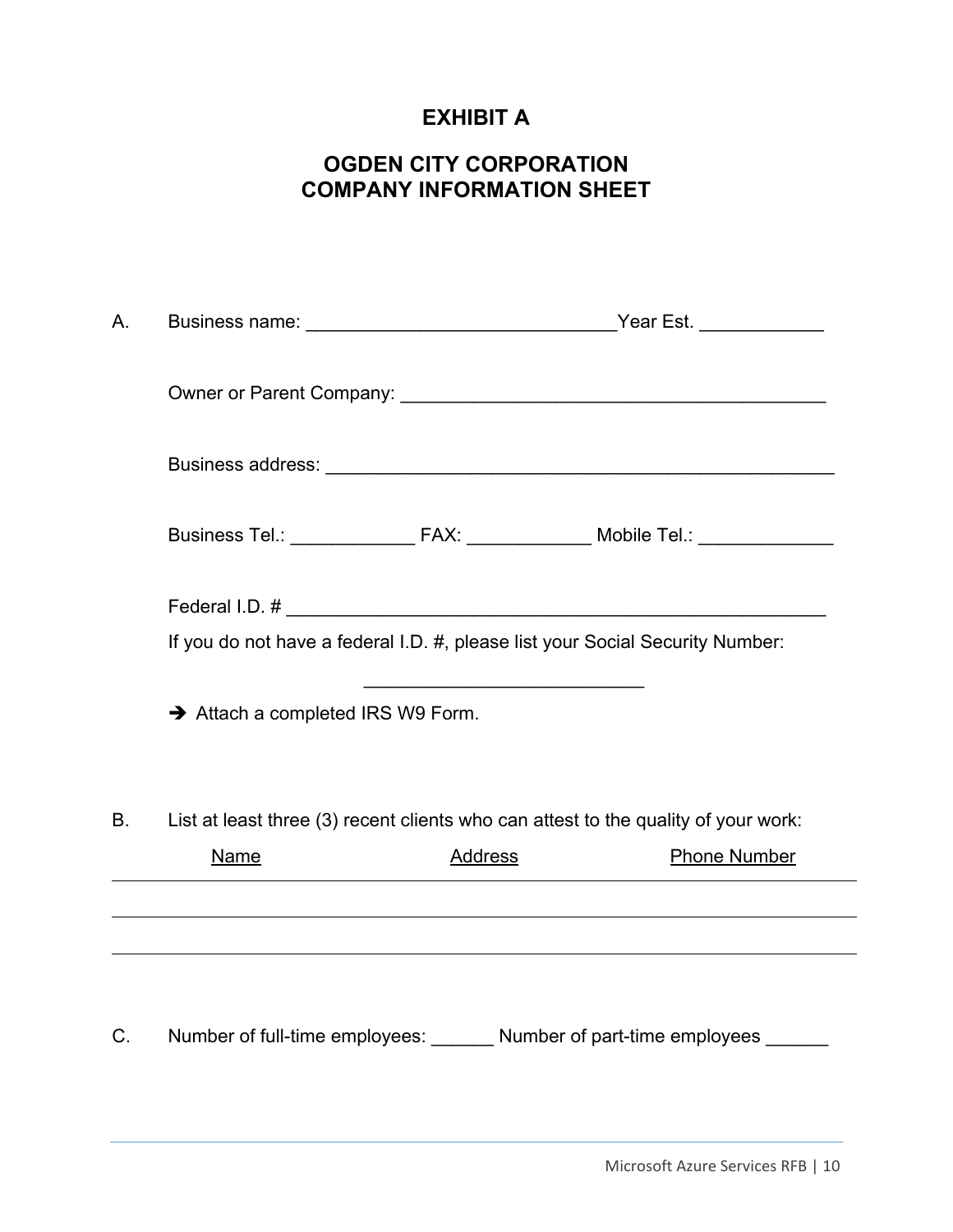# EXHIBIT A

## OGDEN CITY CORPORATION
## COMPANY INFORMATION SHEET

A. Business name: ______________________________Year Est. ____________

Owner or Parent Company: __________________________________________

Business address: __________________________________________________

Business Tel.: ____________ FAX: ____________ Mobile Tel.: _____________

Federal I.D. # _____________________________________________________

If you do not have a federal I.D. #, please list your Social Security Number:

___________________________

➔ Attach a completed IRS W9 Form.

B. List at least three (3) recent clients who can attest to the quality of your work:

| Name | Address | Phone Number |
|---|---|---|
| | | |
| | | |
| | | |

C. Number of full-time employees: ______ Number of part-time employees ______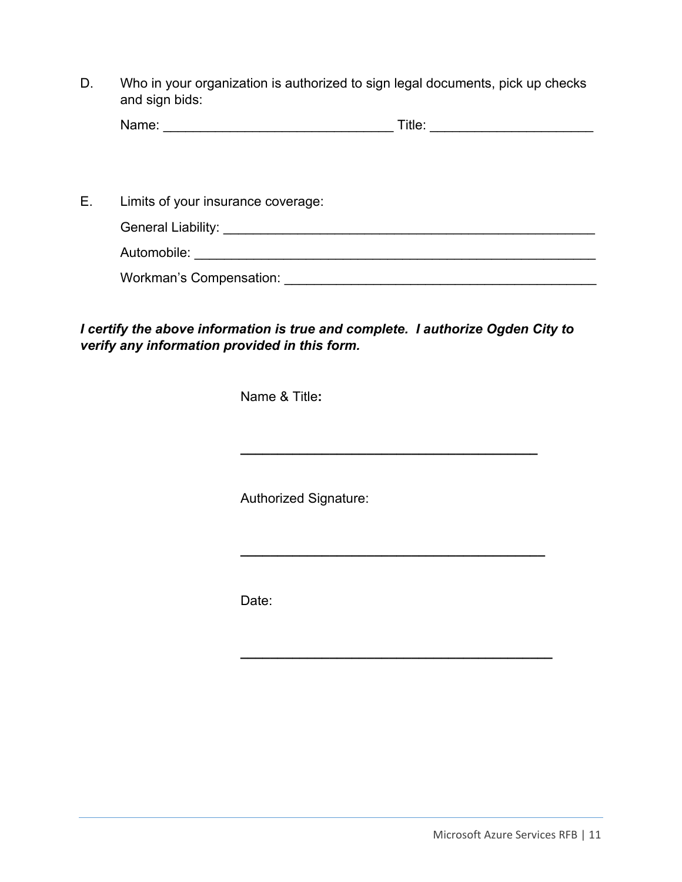D. Who in your organization is authorized to sign legal documents, pick up checks and sign bids:

Name: ______________________________ Title: _____________________

E. Limits of your insurance coverage:

General Liability: ________________________________________________

Automobile: _____________________________________________________

Workman's Compensation: __________________________________________

***I certify the above information is true and complete. I authorize Ogden City to verify any information provided in this form.***

Name & Title**:**

______________________________________

Authorized Signature:

______________________________________

Date:

______________________________________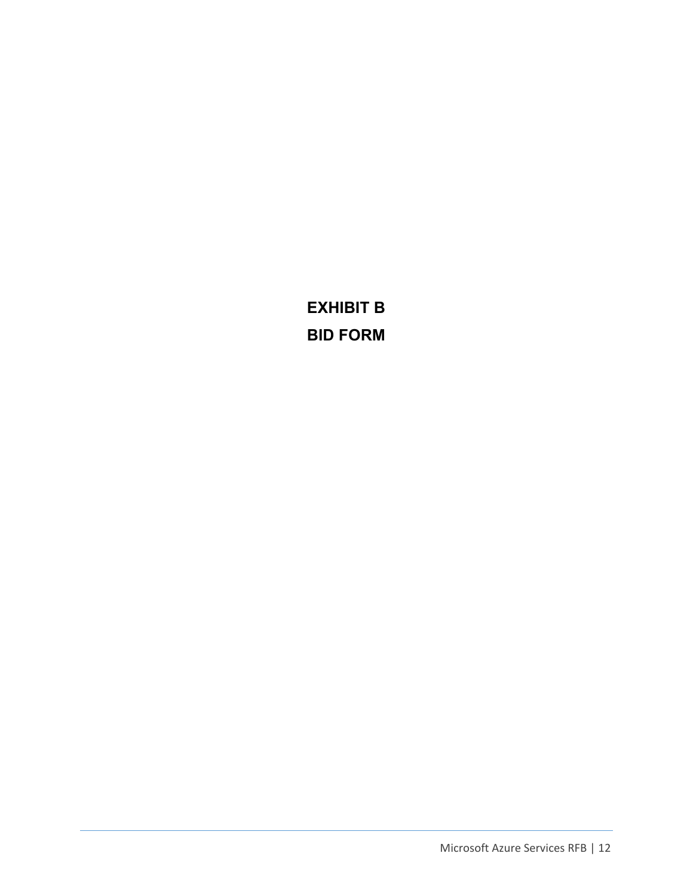# EXHIBIT B
# BID FORM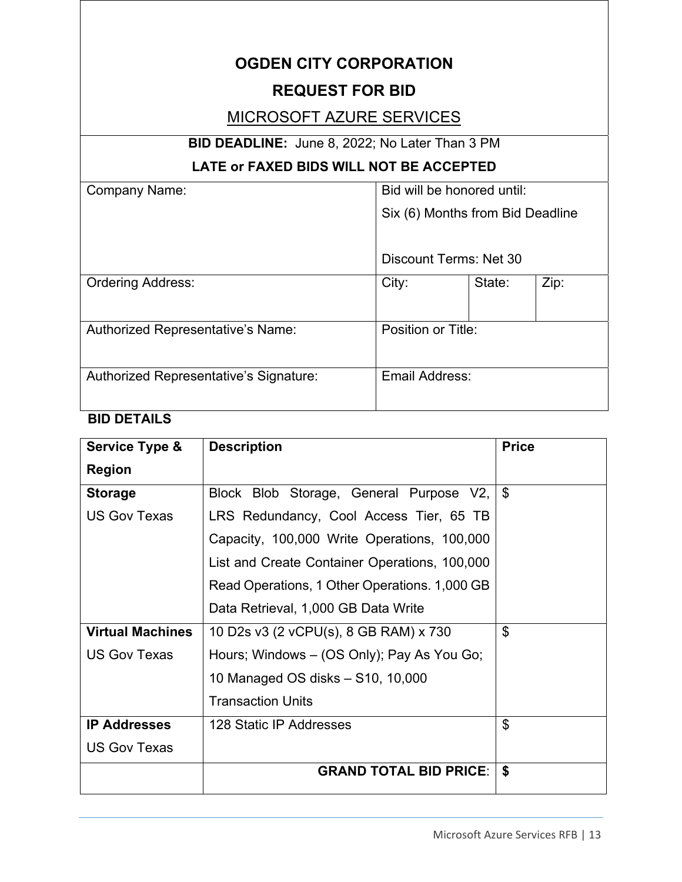# OGDEN CITY CORPORATION

## REQUEST FOR BID

## MICROSOFT AZURE SERVICES

**BID DEADLINE:** June 8, 2022; No Later Than 3 PM

**LATE or FAXED BIDS WILL NOT BE ACCEPTED**

| Company Name: | Bid will be honored until: Six (6) Months from Bid Deadline<br><br>Discount Terms: Net 30 | | |
|---|---|---|---|
| Ordering Address: | City: | State: | Zip: |
| Authorized Representative's Name: | Position or Title: | | |
| Authorized Representative's Signature: | Email Address: | | |

**BID DETAILS**

| Service Type & Region | Description | Price |
|---|---|---|
| **Storage**<br>US Gov Texas | Block Blob Storage, General Purpose V2, LRS Redundancy, Cool Access Tier, 65 TB Capacity, 100,000 Write Operations, 100,000 List and Create Container Operations, 100,000 Read Operations, 1 Other Operations. 1,000 GB Data Retrieval, 1,000 GB Data Write | $ |
| **Virtual Machines**<br>US Gov Texas | 10 D2s v3 (2 vCPU(s), 8 GB RAM) x 730 Hours; Windows – (OS Only); Pay As You Go; 10 Managed OS disks – S10, 10,000 Transaction Units | $ |
| **IP Addresses**<br>US Gov Texas | 128 Static IP Addresses | $ |
| | **GRAND TOTAL BID PRICE**: | **$** |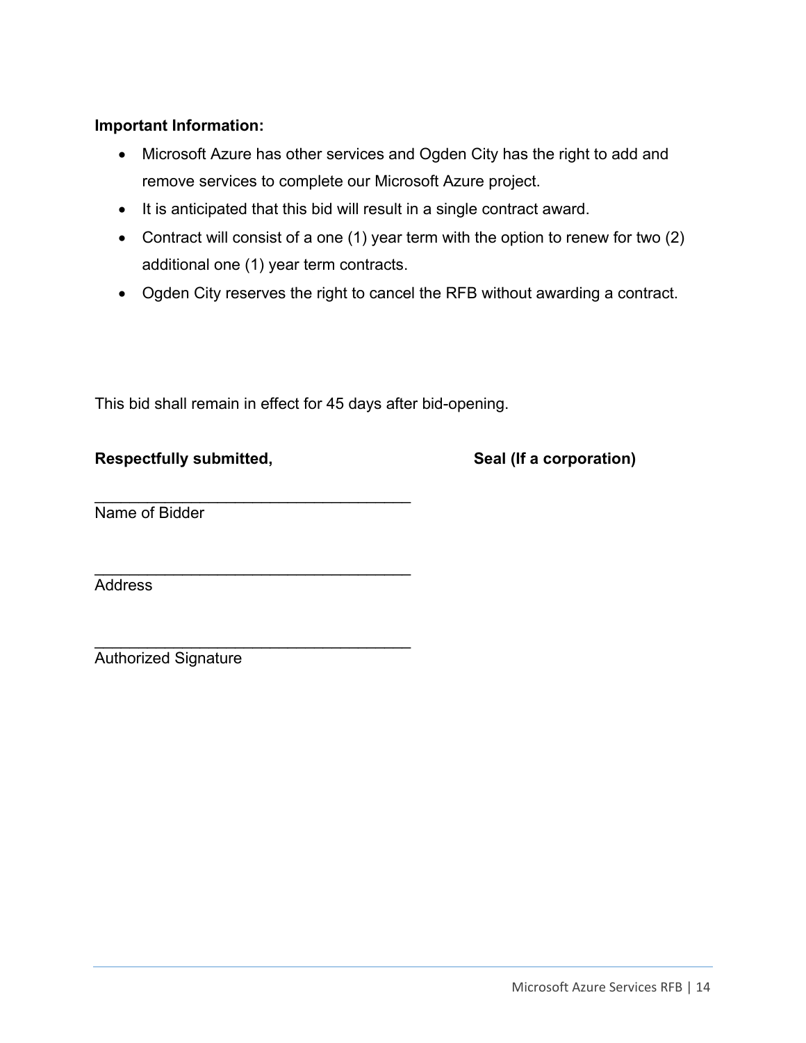**Important Information:**

- Microsoft Azure has other services and Ogden City has the right to add and remove services to complete our Microsoft Azure project.
- It is anticipated that this bid will result in a single contract award.
- Contract will consist of a one (1) year term with the option to renew for two (2) additional one (1) year term contracts.
- Ogden City reserves the right to cancel the RFB without awarding a contract.

This bid shall remain in effect for 45 days after bid-opening.

**Respectfully submitted,** **Seal (If a corporation)**

_____________________________________
Name of Bidder

_____________________________________
Address

_____________________________________
Authorized Signature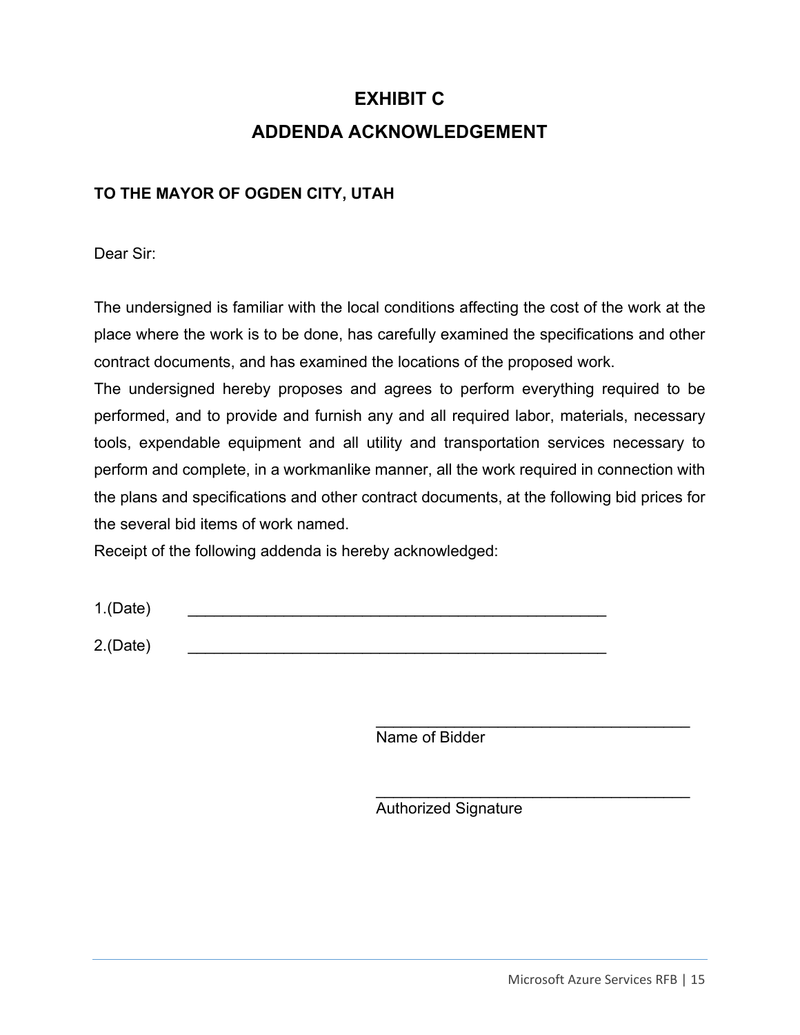# EXHIBIT C

# ADDENDA ACKNOWLEDGEMENT

**TO THE MAYOR OF OGDEN CITY, UTAH**

Dear Sir:

The undersigned is familiar with the local conditions affecting the cost of the work at the place where the work is to be done, has carefully examined the specifications and other contract documents, and has examined the locations of the proposed work.

The undersigned hereby proposes and agrees to perform everything required to be performed, and to provide and furnish any and all required labor, materials, necessary tools, expendable equipment and all utility and transportation services necessary to perform and complete, in a workmanlike manner, all the work required in connection with the plans and specifications and other contract documents, at the following bid prices for the several bid items of work named.

Receipt of the following addenda is hereby acknowledged:

1.(Date) _________________________________________________

2.(Date) _________________________________________________

_____________________________________
Name of Bidder

_____________________________________
Authorized Signature